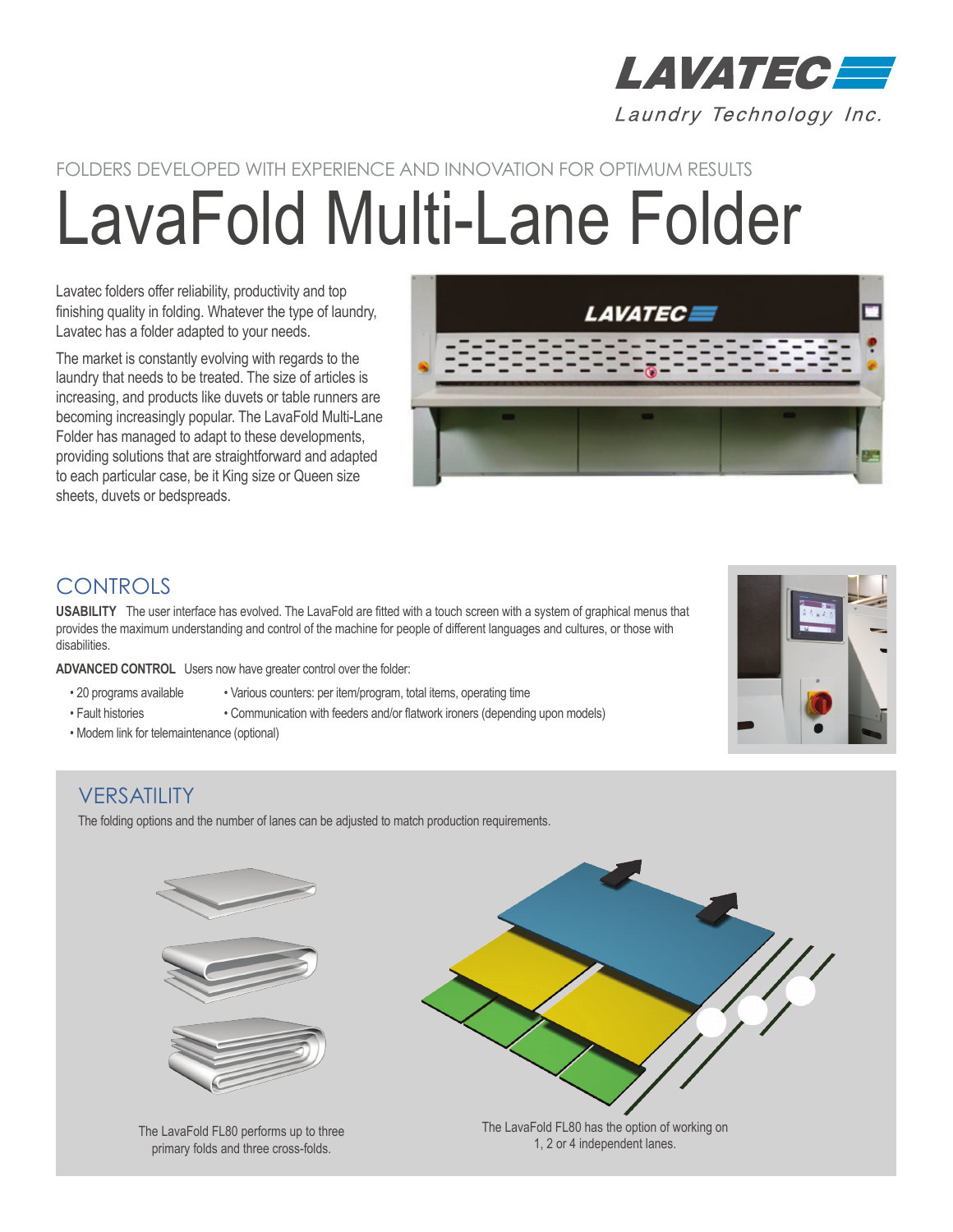LAVATEC

Laundry Technology Inc.

FOLDERS DEVELOPED WITH EXPERIENCE AND INNOVATION FOR OPTIMUM RESULTS

# LavaFold Multi-Lane Folder

Lavatec folders offer reliability, productivity and top finishing quality in folding. Whatever the type of laundry, Lavatec has a folder adapted to your needs.

The market is constantly evolving with regards to the laundry that needs to be treated. The size of articles is increasing, and products like duvets or table runners are becoming increasingly popular. The LavaFold Multi-Lane Folder has managed to adapt to these developments, providing solutions that are straightforward and adapted to each particular case, be it King size or Queen size sheets, duvets or bedspreads.

## CONTROLS

**USABILITY** The user interface has evolved. The LavaFold are fitted with a touch screen with a system of graphical menus that provides the maximum understanding and control of the machine for people of different languages and cultures, or those with disabilities.

**ADVANCED CONTROL** Users now have greater control over the folder:

- 20 programs available
- Various counters: per item/program, total items, operating time
- Fault histories
- Communication with feeders and/or flatwork ironers (depending upon models)
- Modem link for telemaintenance (optional)

## VERSATILITY

The folding options and the number of lanes can be adjusted to match production requirements.

The LavaFold FL80 performs up to three primary folds and three cross-folds.

The LavaFold FL80 has the option of working on 1, 2 or 4 independent lanes.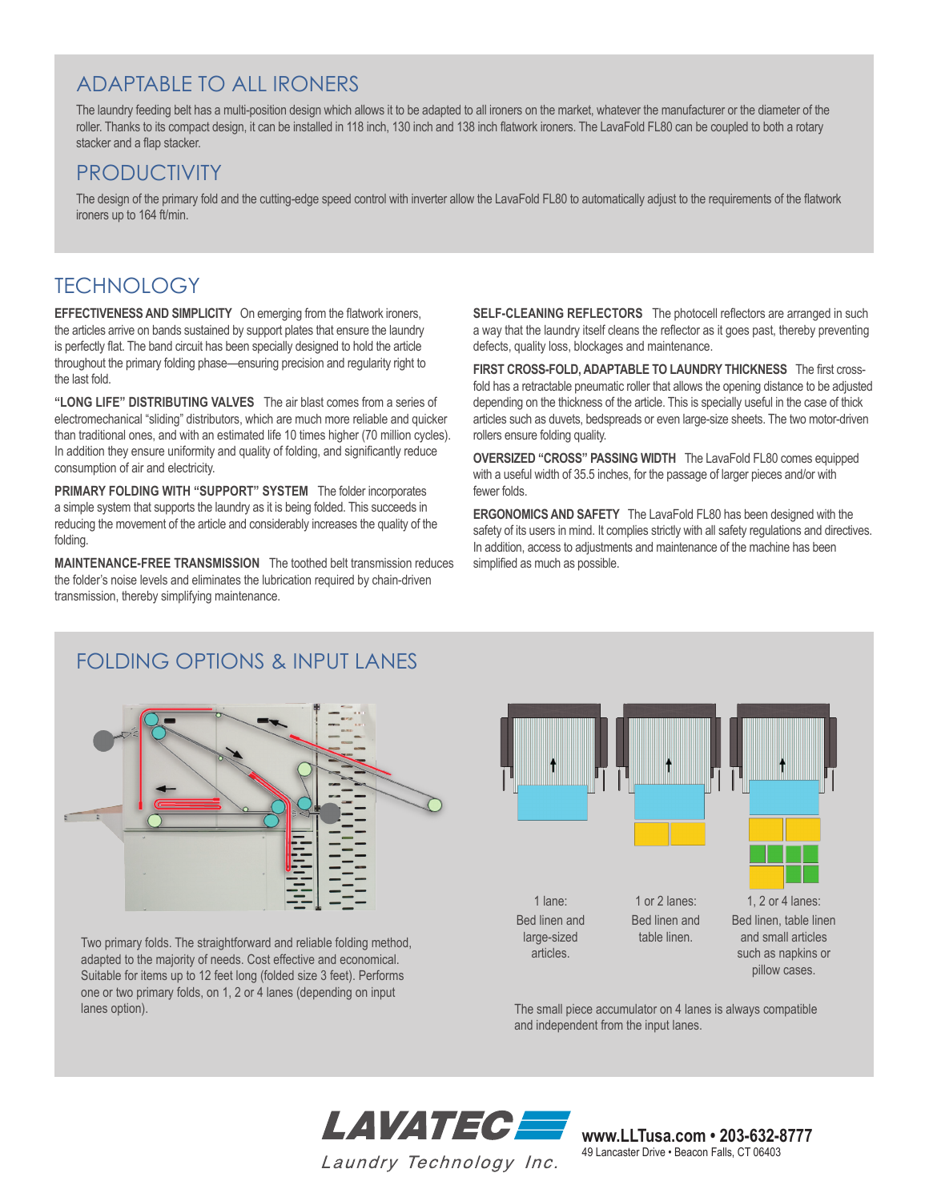## ADAPTABLE TO ALL IRONERS

The laundry feeding belt has a multi-position design which allows it to be adapted to all ironers on the market, whatever the manufacturer or the diameter of the roller. Thanks to its compact design, it can be installed in 118 inch, 130 inch and 138 inch flatwork ironers. The LavaFold FL80 can be coupled to both a rotary stacker and a flap stacker.

## PRODUCTIVITY

The design of the primary fold and the cutting-edge speed control with inverter allow the LavaFold FL80 to automatically adjust to the requirements of the flatwork ironers up to 164 ft/min.

## TECHNOLOGY

**EFFECTIVENESS AND SIMPLICITY** On emerging from the flatwork ironers, the articles arrive on bands sustained by support plates that ensure the laundry is perfectly flat. The band circuit has been specially designed to hold the article throughout the primary folding phase—ensuring precision and regularity right to the last fold.

**"LONG LIFE" DISTRIBUTING VALVES** The air blast comes from a series of electromechanical "sliding" distributors, which are much more reliable and quicker than traditional ones, and with an estimated life 10 times higher (70 million cycles). In addition they ensure uniformity and quality of folding, and significantly reduce consumption of air and electricity.

**PRIMARY FOLDING WITH "SUPPORT" SYSTEM** The folder incorporates a simple system that supports the laundry as it is being folded. This succeeds in reducing the movement of the article and considerably increases the quality of the folding.

**MAINTENANCE-FREE TRANSMISSION** The toothed belt transmission reduces the folder's noise levels and eliminates the lubrication required by chain-driven transmission, thereby simplifying maintenance.

**SELF-CLEANING REFLECTORS** The photocell reflectors are arranged in such a way that the laundry itself cleans the reflector as it goes past, thereby preventing defects, quality loss, blockages and maintenance.

**FIRST CROSS-FOLD, ADAPTABLE TO LAUNDRY THICKNESS** The first cross-fold has a retractable pneumatic roller that allows the opening distance to be adjusted depending on the thickness of the article. This is specially useful in the case of thick articles such as duvets, bedspreads or even large-size sheets. The two motor-driven rollers ensure folding quality.

**OVERSIZED "CROSS" PASSING WIDTH** The LavaFold FL80 comes equipped with a useful width of 35.5 inches, for the passage of larger pieces and/or with fewer folds.

**ERGONOMICS AND SAFETY** The LavaFold FL80 has been designed with the safety of its users in mind. It complies strictly with all safety regulations and directives. In addition, access to adjustments and maintenance of the machine has been simplified as much as possible.

## FOLDING OPTIONS & INPUT LANES

Two primary folds. The straightforward and reliable folding method, adapted to the majority of needs. Cost effective and economical. Suitable for items up to 12 feet long (folded size 3 feet). Performs one or two primary folds, on 1, 2 or 4 lanes (depending on input lanes option).

1 lane:
Bed linen and large-sized articles.

1 or 2 lanes:
Bed linen and table linen.

1, 2 or 4 lanes:
Bed linen, table linen and small articles such as napkins or pillow cases.

The small piece accumulator on 4 lanes is always compatible and independent from the input lanes.

LAVATEC Laundry Technology Inc.

**www.LLTusa.com • 203-632-8777**
49 Lancaster Drive • Beacon Falls, CT 06403